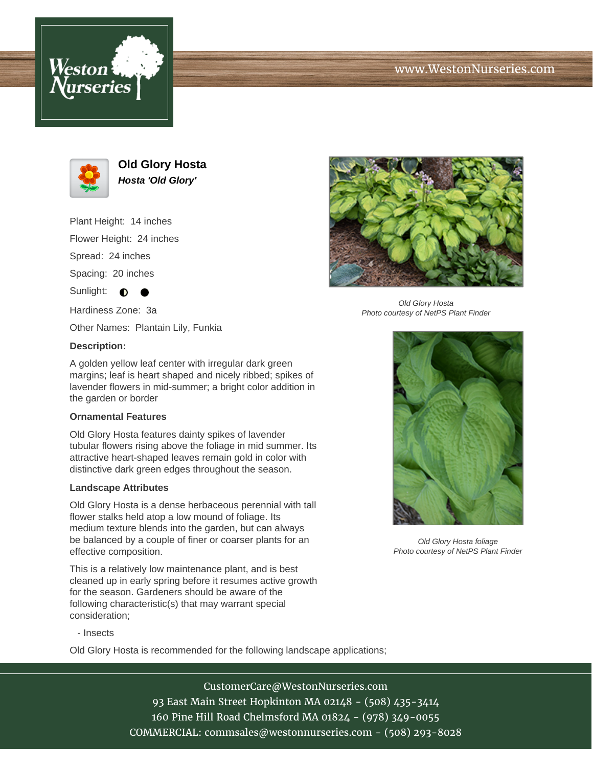# Old Glory Hosta

***Hosta 'Old Glory'***

Plant Height: 14 inches

Flower Height: 24 inches

Spread: 24 inches

Spacing: 20 inches

Sunlight: ◐ ●

Hardiness Zone: 3a

Other Names: Plantain Lily, Funkia

**Description:**

A golden yellow leaf center with irregular dark green margins; leaf is heart shaped and nicely ribbed; spikes of lavender flowers in mid-summer; a bright color addition in the garden or border

### Ornamental Features

Old Glory Hosta features dainty spikes of lavender tubular flowers rising above the foliage in mid summer. Its attractive heart-shaped leaves remain gold in color with distinctive dark green edges throughout the season.

### Landscape Attributes

Old Glory Hosta is a dense herbaceous perennial with tall flower stalks held atop a low mound of foliage. Its medium texture blends into the garden, but can always be balanced by a couple of finer or coarser plants for an effective composition.

This is a relatively low maintenance plant, and is best cleaned up in early spring before it resumes active growth for the season. Gardeners should be aware of the following characteristic(s) that may warrant special consideration;

- Insects

Old Glory Hosta is recommended for the following landscape applications;

*Old Glory Hosta*
*Photo courtesy of NetPS Plant Finder*

*Old Glory Hosta foliage*
*Photo courtesy of NetPS Plant Finder*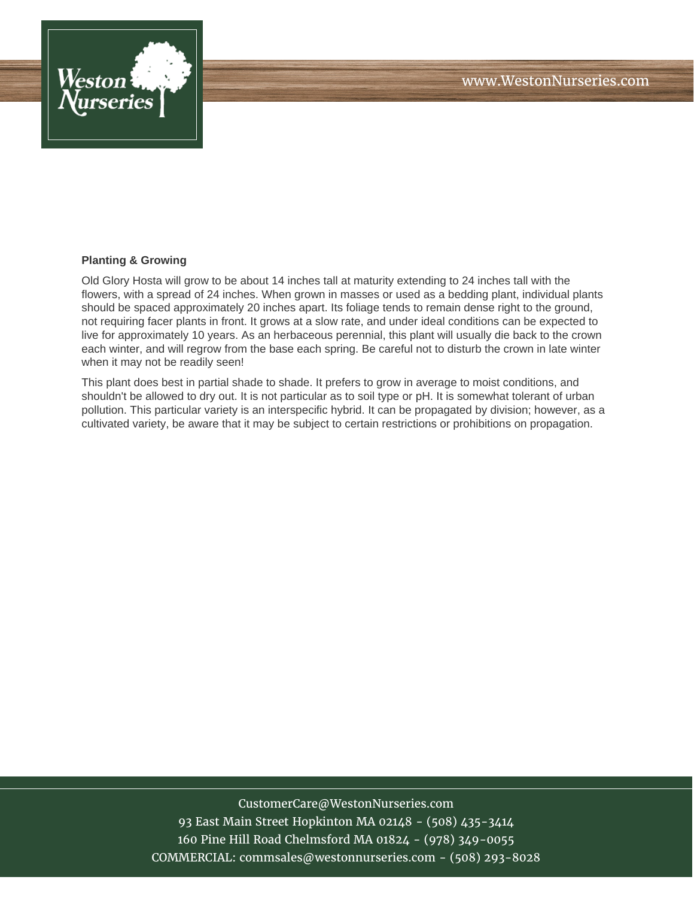**Planting & Growing**

Old Glory Hosta will grow to be about 14 inches tall at maturity extending to 24 inches tall with the flowers, with a spread of 24 inches. When grown in masses or used as a bedding plant, individual plants should be spaced approximately 20 inches apart. Its foliage tends to remain dense right to the ground, not requiring facer plants in front. It grows at a slow rate, and under ideal conditions can be expected to live for approximately 10 years. As an herbaceous perennial, this plant will usually die back to the crown each winter, and will regrow from the base each spring. Be careful not to disturb the crown in late winter when it may not be readily seen!

This plant does best in partial shade to shade. It prefers to grow in average to moist conditions, and shouldn't be allowed to dry out. It is not particular as to soil type or pH. It is somewhat tolerant of urban pollution. This particular variety is an interspecific hybrid. It can be propagated by division; however, as a cultivated variety, be aware that it may be subject to certain restrictions or prohibitions on propagation.